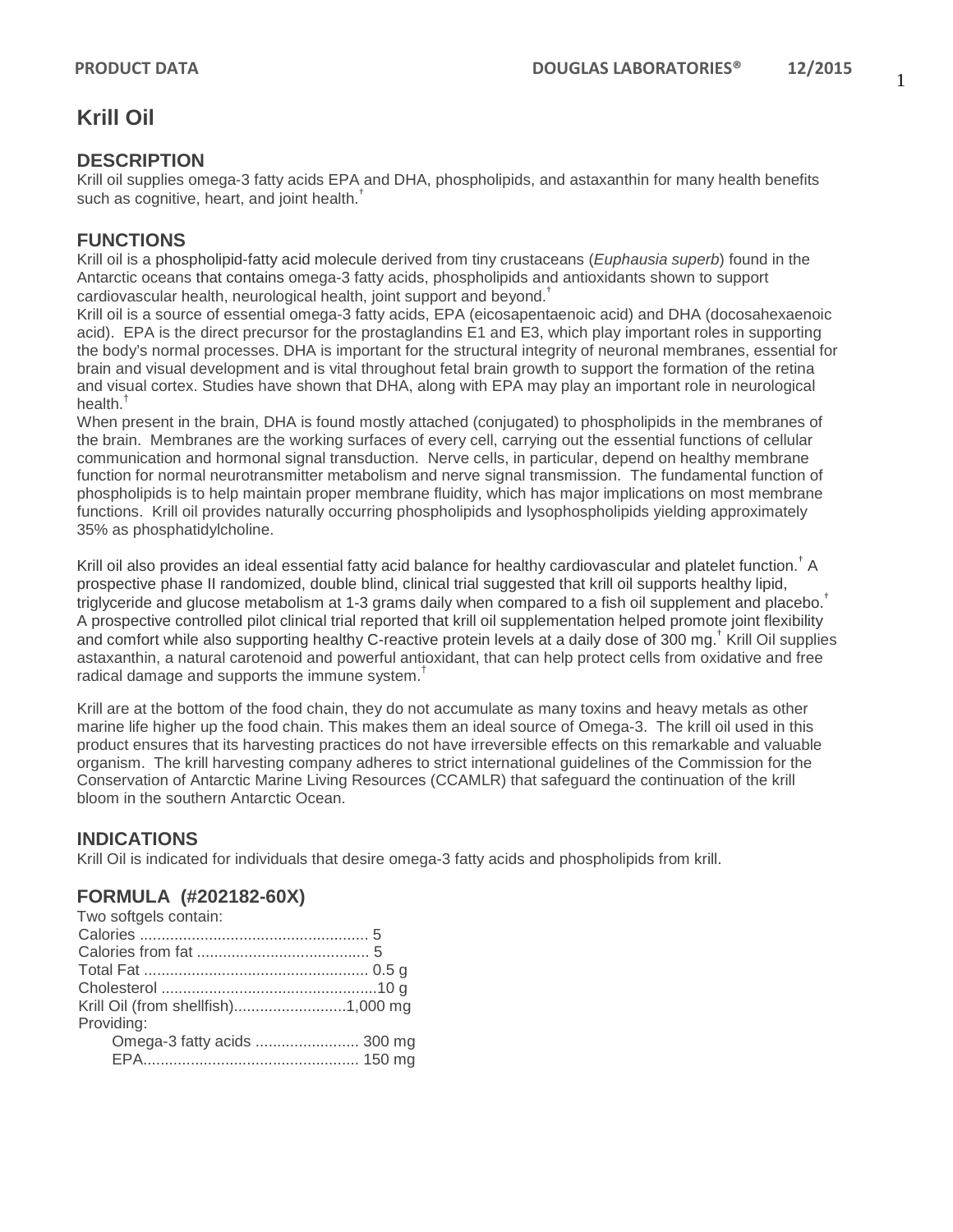# Krill Oil

## DESCRIPTION

Krill oil supplies omega-3 fatty acids EPA and DHA, phospholipids, and astaxanthin for many health benefits such as cognitive, heart, and joint health.†

## FUNCTIONS

Krill oil is a phospholipid-fatty acid molecule derived from tiny crustaceans (*Euphausia superb*) found in the Antarctic oceans that contains omega-3 fatty acids, phospholipids and antioxidants shown to support cardiovascular health, neurological health, joint support and beyond.†

Krill oil is a source of essential omega-3 fatty acids, EPA (eicosapentaenoic acid) and DHA (docosahexaenoic acid). EPA is the direct precursor for the prostaglandins E1 and E3, which play important roles in supporting the body's normal processes. DHA is important for the structural integrity of neuronal membranes, essential for brain and visual development and is vital throughout fetal brain growth to support the formation of the retina and visual cortex. Studies have shown that DHA, along with EPA may play an important role in neurological health.†

When present in the brain, DHA is found mostly attached (conjugated) to phospholipids in the membranes of the brain. Membranes are the working surfaces of every cell, carrying out the essential functions of cellular communication and hormonal signal transduction. Nerve cells, in particular, depend on healthy membrane function for normal neurotransmitter metabolism and nerve signal transmission. The fundamental function of phospholipids is to help maintain proper membrane fluidity, which has major implications on most membrane functions. Krill oil provides naturally occurring phospholipids and lysophospholipids yielding approximately 35% as phosphatidylcholine.

Krill oil also provides an ideal essential fatty acid balance for healthy cardiovascular and platelet function.† A prospective phase II randomized, double blind, clinical trial suggested that krill oil supports healthy lipid, triglyceride and glucose metabolism at 1-3 grams daily when compared to a fish oil supplement and placebo.† A prospective controlled pilot clinical trial reported that krill oil supplementation helped promote joint flexibility and comfort while also supporting healthy C-reactive protein levels at a daily dose of 300 mg.† Krill Oil supplies astaxanthin, a natural carotenoid and powerful antioxidant, that can help protect cells from oxidative and free radical damage and supports the immune system.†

Krill are at the bottom of the food chain, they do not accumulate as many toxins and heavy metals as other marine life higher up the food chain. This makes them an ideal source of Omega-3. The krill oil used in this product ensures that its harvesting practices do not have irreversible effects on this remarkable and valuable organism. The krill harvesting company adheres to strict international guidelines of the Commission for the Conservation of Antarctic Marine Living Resources (CCAMLR) that safeguard the continuation of the krill bloom in the southern Antarctic Ocean.

## INDICATIONS

Krill Oil is indicated for individuals that desire omega-3 fatty acids and phospholipids from krill.

## FORMULA (#202182-60X)

Two softgels contain:

| | |
|---|---|
| Calories | 5 |
| Calories from fat | 5 |
| Total Fat | 0.5 g |
| Cholesterol | 10 g |
| Krill Oil (from shellfish) | 1,000 mg |
| Providing: | |
| Omega-3 fatty acids | 300 mg |
| EPA | 150 mg |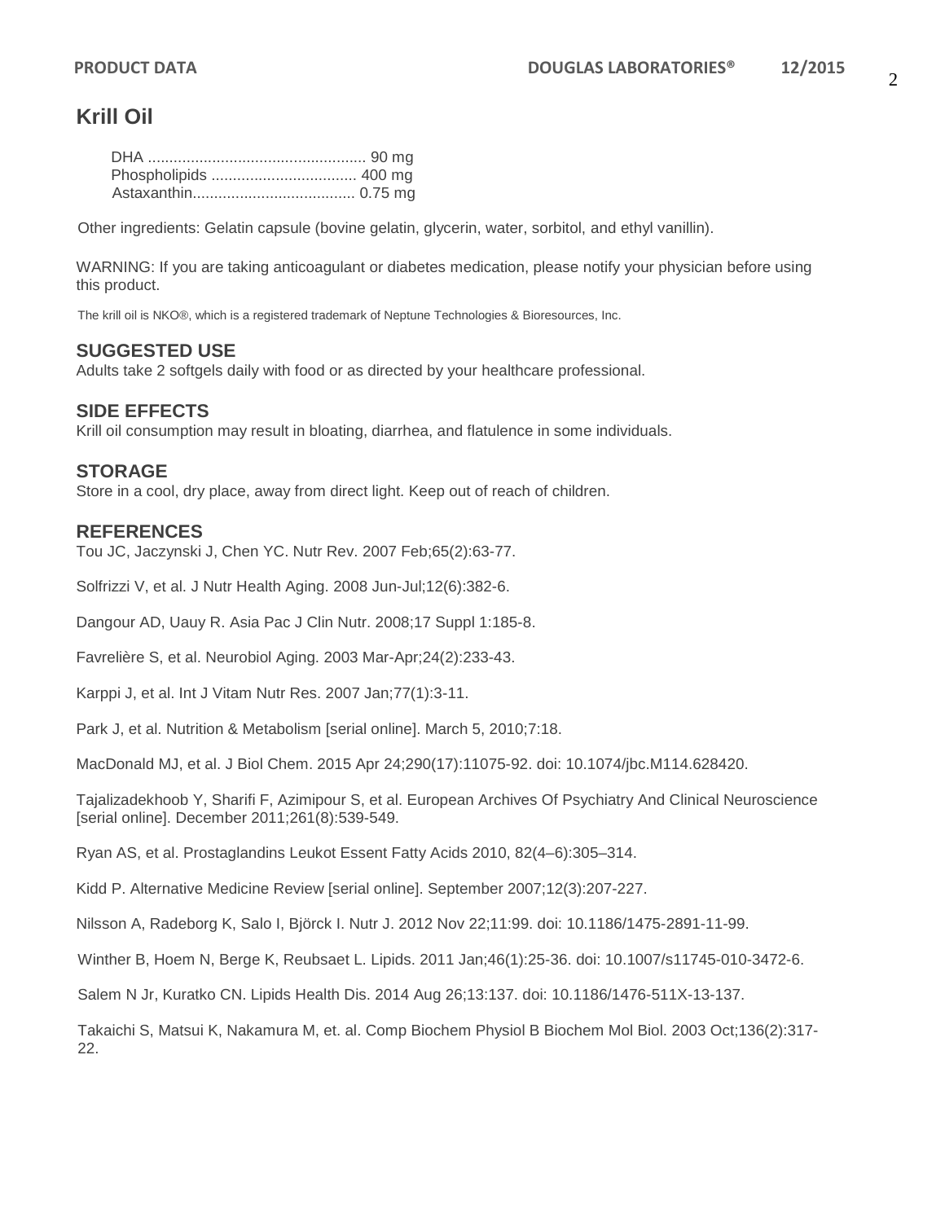## Krill Oil

DHA .................................................. 90 mg
Phospholipids .................................. 400 mg
Astaxanthin...................................... 0.75 mg

Other ingredients: Gelatin capsule (bovine gelatin, glycerin, water, sorbitol, and ethyl vanillin).

WARNING: If you are taking anticoagulant or diabetes medication, please notify your physician before using this product.

The krill oil is NKO®, which is a registered trademark of Neptune Technologies & Bioresources, Inc.

### SUGGESTED USE

Adults take 2 softgels daily with food or as directed by your healthcare professional.

### SIDE EFFECTS

Krill oil consumption may result in bloating, diarrhea, and flatulence in some individuals.

### STORAGE

Store in a cool, dry place, away from direct light. Keep out of reach of children.

### REFERENCES

Tou JC, Jaczynski J, Chen YC. Nutr Rev. 2007 Feb;65(2):63-77.

Solfrizzi V, et al. J Nutr Health Aging. 2008 Jun-Jul;12(6):382-6.

Dangour AD, Uauy R. Asia Pac J Clin Nutr. 2008;17 Suppl 1:185-8.

Favrelière S, et al. Neurobiol Aging. 2003 Mar-Apr;24(2):233-43.

Karppi J, et al. Int J Vitam Nutr Res. 2007 Jan;77(1):3-11.

Park J, et al. Nutrition & Metabolism [serial online]. March 5, 2010;7:18.

MacDonald MJ, et al. J Biol Chem. 2015 Apr 24;290(17):11075-92. doi: 10.1074/jbc.M114.628420.

Tajalizadekhoob Y, Sharifi F, Azimipour S, et al. European Archives Of Psychiatry And Clinical Neuroscience [serial online]. December 2011;261(8):539-549.

Ryan AS, et al. Prostaglandins Leukot Essent Fatty Acids 2010, 82(4–6):305–314.

Kidd P. Alternative Medicine Review [serial online]. September 2007;12(3):207-227.

Nilsson A, Radeborg K, Salo I, Björck I. Nutr J. 2012 Nov 22;11:99. doi: 10.1186/1475-2891-11-99.

Winther B, Hoem N, Berge K, Reubsaet L. Lipids. 2011 Jan;46(1):25-36. doi: 10.1007/s11745-010-3472-6.

Salem N Jr, Kuratko CN. Lipids Health Dis. 2014 Aug 26;13:137. doi: 10.1186/1476-511X-13-137.

Takaichi S, Matsui K, Nakamura M, et. al. Comp Biochem Physiol B Biochem Mol Biol. 2003 Oct;136(2):317-22.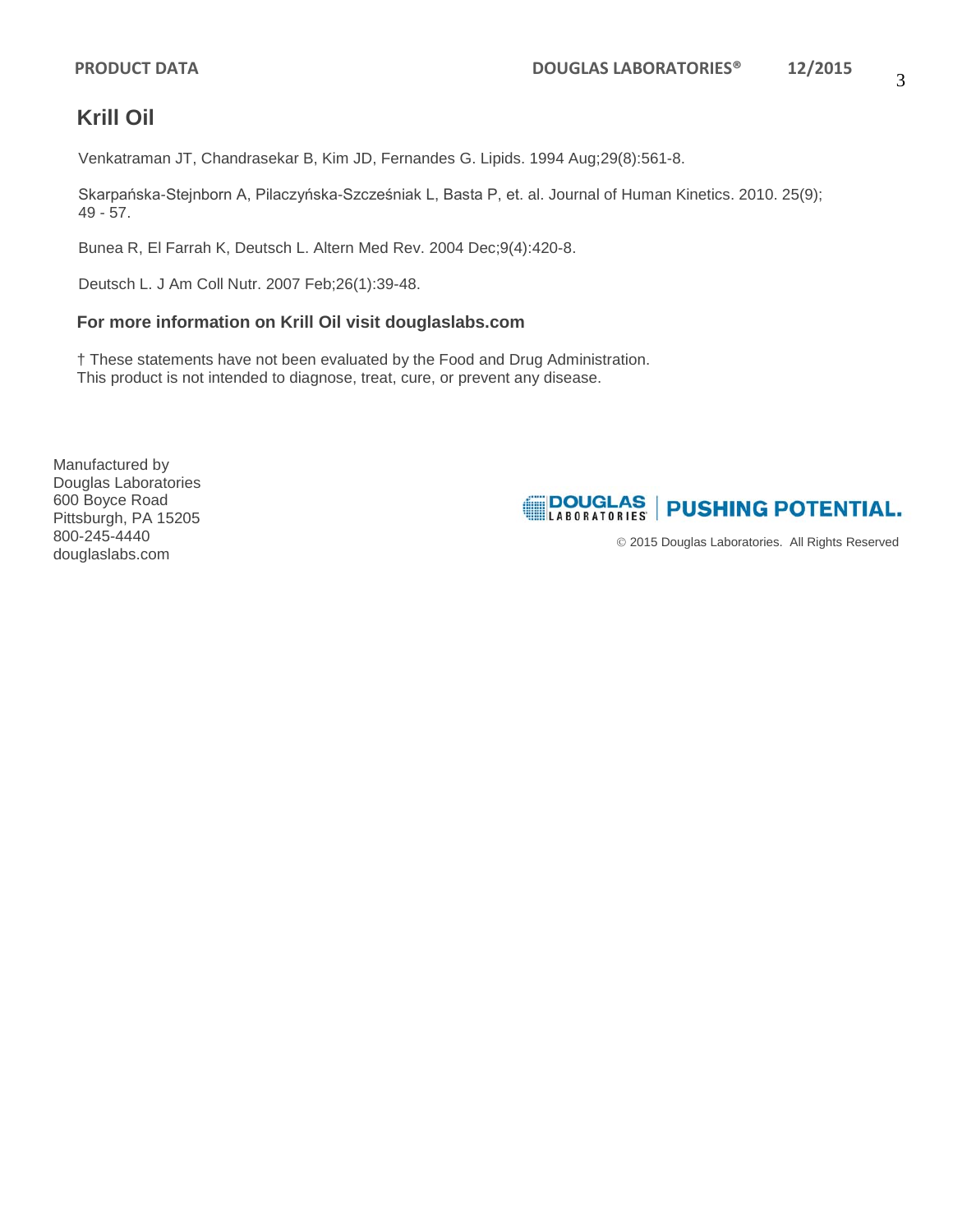# Krill Oil

Venkatraman JT, Chandrasekar B, Kim JD, Fernandes G. Lipids. 1994 Aug;29(8):561-8.

Skarpańska-Stejnborn A, Pilaczyńska-Szcześniak L, Basta P, et. al. Journal of Human Kinetics. 2010. 25(9); 49 - 57.

Bunea R, El Farrah K, Deutsch L. Altern Med Rev. 2004 Dec;9(4):420-8.

Deutsch L. J Am Coll Nutr. 2007 Feb;26(1):39-48.

**For more information on Krill Oil visit douglaslabs.com**

† These statements have not been evaluated by the Food and Drug Administration.
This product is not intended to diagnose, treat, cure, or prevent any disease.

Manufactured by
Douglas Laboratories
600 Boyce Road
Pittsburgh, PA 15205
800-245-4440
douglaslabs.com

DOUGLAS LABORATORIES | PUSHING POTENTIAL.

© 2015 Douglas Laboratories. All Rights Reserved